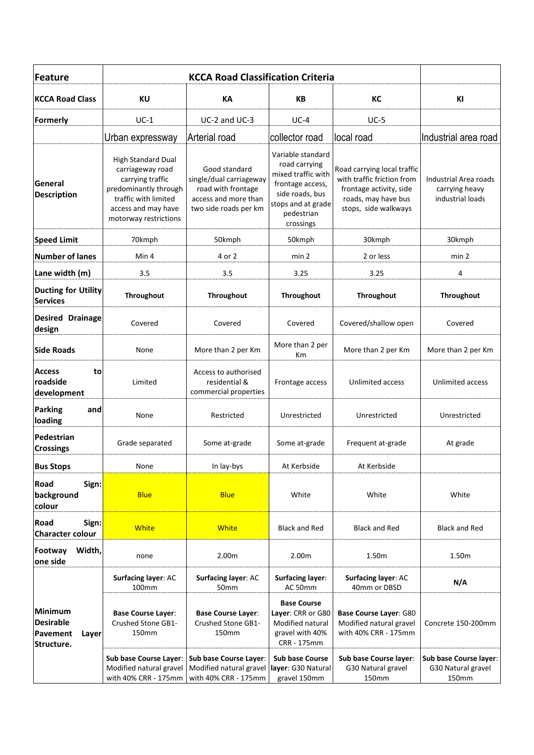| Feature | KCCA Road Classification Criteria | | | | |
|---|---|---|---|---|---|
| **KCCA Road Class** | **KU** | **KA** | **KB** | **KC** | **KI** |
| **Formerly** | UC-1 | UC-2 and UC-3 | UC-4 | UC-5 | |
| | Urban expressway | Arterial road | collector road | local road | Industrial area road |
| **General Description** | High Standard Dual carriageway road carrying traffic predominantly through traffic with limited access and may have motorway restrictions | Good standard single/dual carriageway road with frontage access and more than two side roads per km | Variable standard road carrying mixed traffic with frontage access, side roads, bus stops and at grade pedestrian crossings | Road carrying local traffic with traffic friction from frontage activity, side roads, may have bus stops, side walkways | Industrial Area roads carrying heavy industrial loads |
| **Speed Limit** | 70kmph | 50kmph | 50kmph | 30kmph | 30kmph |
| **Number of lanes** | Min 4 | 4 or 2 | min 2 | 2 or less | min 2 |
| **Lane width (m)** | 3.5 | 3.5 | 3.25 | 3.25 | 4 |
| **Ducting for Utility Services** | **Throughout** | **Throughout** | **Throughout** | **Throughout** | **Throughout** |
| **Desired Drainage design** | Covered | Covered | Covered | Covered/shallow open | Covered |
| **Side Roads** | None | More than 2 per Km | More than 2 per Km | More than 2 per Km | More than 2 per Km |
| **Access to roadside development** | Limited | Access to authorised residential & commercial properties | Frontage access | Unlimited access | Unlimited access |
| **Parking and loading** | None | Restricted | Unrestricted | Unrestricted | Unrestricted |
| **Pedestrian Crossings** | Grade separated | Some at-grade | Some at-grade | Frequent at-grade | At grade |
| **Bus Stops** | None | In lay-bys | At Kerbside | At Kerbside | |
| **Road Sign: background colour** | Blue | Blue | White | White | White |
| **Road Sign: Character colour** | White | White | Black and Red | Black and Red | Black and Red |
| **Footway Width, one side** | none | 2.00m | 2.00m | 1.50m | 1.50m |
| **Minimum Desirable Pavement Layer Structure.** | **Surfacing layer**: AC 100mm | **Surfacing layer**: AC 50mm | **Surfacing layer**: AC 50mm | **Surfacing layer**: AC 40mm or DBSD | **N/A** |
| | **Base Course Layer**: Crushed Stone GB1-150mm | **Base Course Layer**: Crushed Stone GB1-150mm | **Base Course Layer**: CRR or G80 Modified natural gravel with 40% CRR - 175mm | **Base Course Layer**: G80 Modified natural gravel with 40% CRR - 175mm | Concrete 150-200mm |
| | **Sub base Course Layer**: Modified natural gravel with 40% CRR - 175mm | **Sub base Course Layer**: Modified natural gravel with 40% CRR - 175mm | **Sub base Course layer**: G30 Natural gravel 150mm | **Sub base Course layer**: G30 Natural gravel 150mm | **Sub base Course layer**: G30 Natural gravel 150mm |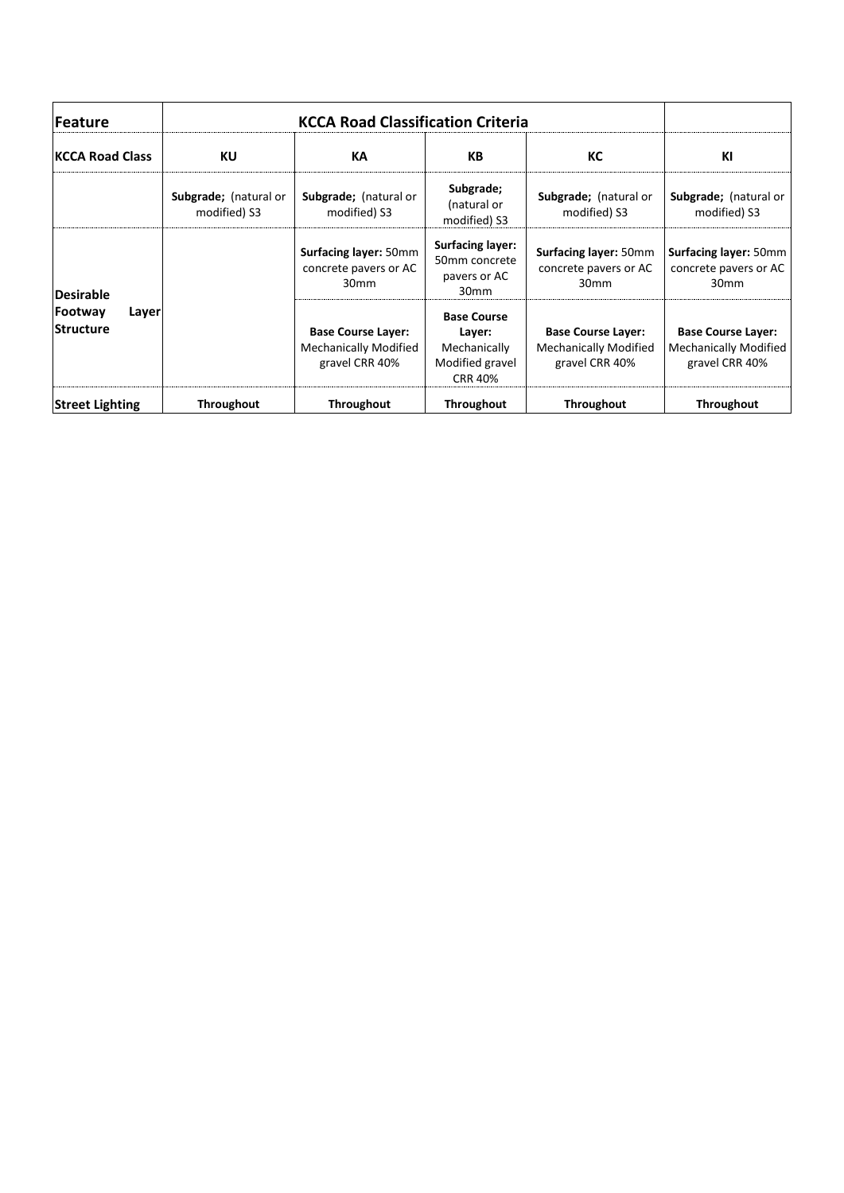| Feature | KCCA Road Classification Criteria | | | | |
|---|---|---|---|---|---|
| **KCCA Road Class** | **KU** | **KA** | **KB** | **KC** | **KI** |
| | **Subgrade;** (natural or modified) S3 | **Subgrade;** (natural or modified) S3 | **Subgrade;** (natural or modified) S3 | **Subgrade;** (natural or modified) S3 | **Subgrade;** (natural or modified) S3 |
| **Desirable Footway Layer Structure** | | **Surfacing layer:** 50mm concrete pavers or AC 30mm | **Surfacing layer:** 50mm concrete pavers or AC 30mm | **Surfacing layer:** 50mm concrete pavers or AC 30mm | **Surfacing layer:** 50mm concrete pavers or AC 30mm |
| | | **Base Course Layer:** Mechanically Modified gravel CRR 40% | **Base Course Layer:** Mechanically Modified gravel CRR 40% | **Base Course Layer:** Mechanically Modified gravel CRR 40% | **Base Course Layer:** Mechanically Modified gravel CRR 40% |
| **Street Lighting** | **Throughout** | **Throughout** | **Throughout** | **Throughout** | **Throughout** |